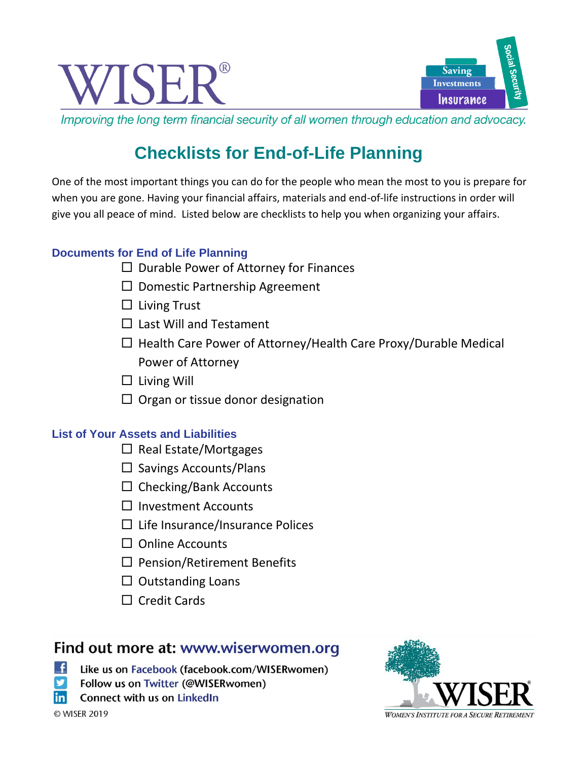# WISER®

*Improving the long term financial security of all women through education and advocacy.*

## Checklists for End-of-Life Planning

One of the most important things you can do for the people who mean the most to you is prepare for when you are gone. Having your financial affairs, materials and end-of-life instructions in order will give you all peace of mind. Listed below are checklists to help you when organizing your affairs.

### Documents for End of Life Planning

- ☐ Durable Power of Attorney for Finances
- ☐ Domestic Partnership Agreement
- ☐ Living Trust
- ☐ Last Will and Testament
- ☐ Health Care Power of Attorney/Health Care Proxy/Durable Medical Power of Attorney
- ☐ Living Will
- ☐ Organ or tissue donor designation

### List of Your Assets and Liabilities

- ☐ Real Estate/Mortgages
- ☐ Savings Accounts/Plans
- ☐ Checking/Bank Accounts
- ☐ Investment Accounts
- ☐ Life Insurance/Insurance Polices
- ☐ Online Accounts
- ☐ Pension/Retirement Benefits
- ☐ Outstanding Loans
- ☐ Credit Cards

**Find out more at: www.wiserwomen.org**

Like us on Facebook (facebook.com/WISERwomen)
Follow us on Twitter (@WISERwomen)
Connect with us on LinkedIn

© WISER 2019

WISER® WOMEN'S INSTITUTE FOR A SECURE RETIREMENT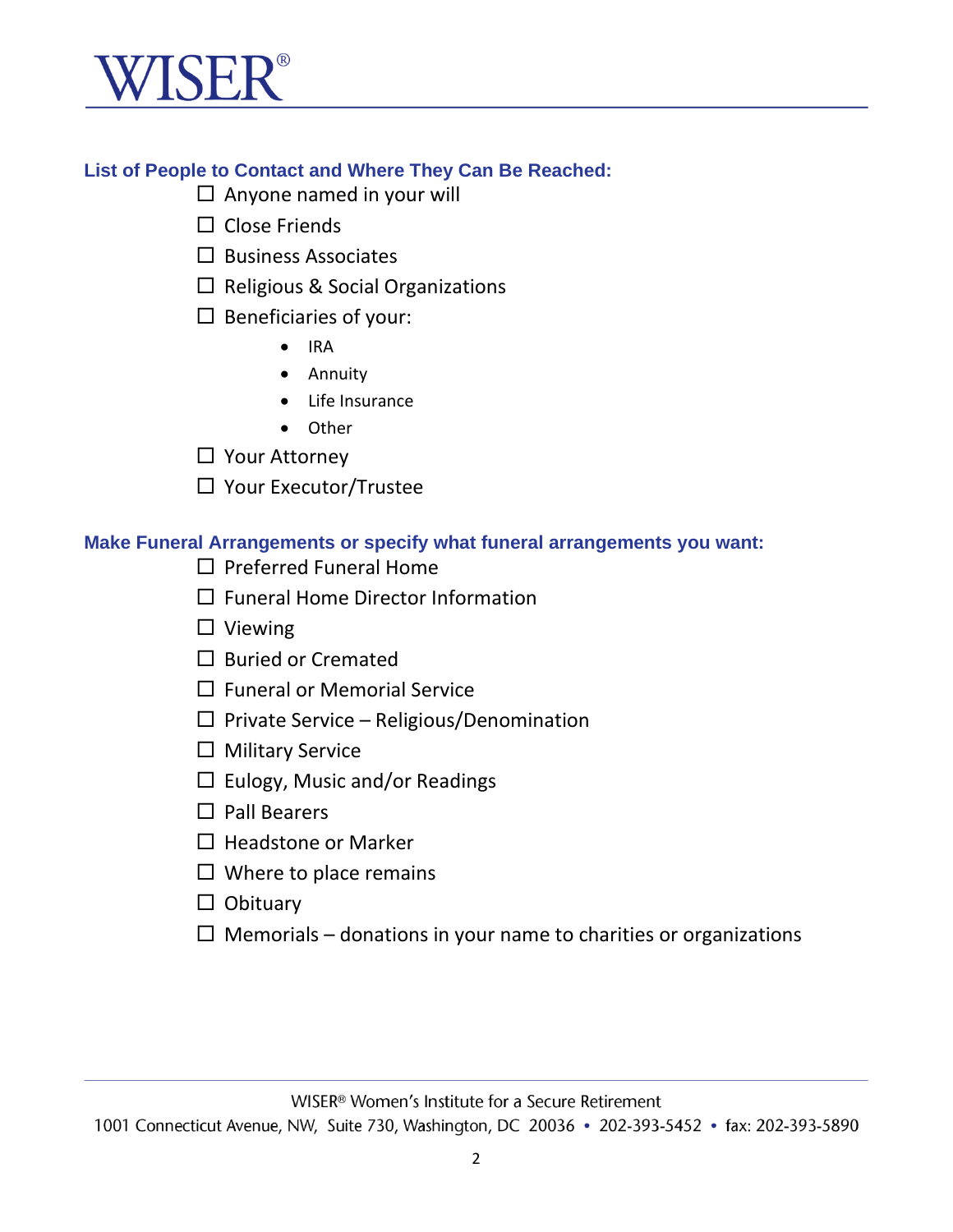WISER®

## List of People to Contact and Where They Can Be Reached:

- ☐ Anyone named in your will
- ☐ Close Friends
- ☐ Business Associates
- ☐ Religious & Social Organizations
- ☐ Beneficiaries of your:
  - IRA
  - Annuity
  - Life Insurance
  - Other
- ☐ Your Attorney
- ☐ Your Executor/Trustee

## Make Funeral Arrangements or specify what funeral arrangements you want:

- ☐ Preferred Funeral Home
- ☐ Funeral Home Director Information
- ☐ Viewing
- ☐ Buried or Cremated
- ☐ Funeral or Memorial Service
- ☐ Private Service – Religious/Denomination
- ☐ Military Service
- ☐ Eulogy, Music and/or Readings
- ☐ Pall Bearers
- ☐ Headstone or Marker
- ☐ Where to place remains
- ☐ Obituary
- ☐ Memorials – donations in your name to charities or organizations

WISER® Women's Institute for a Secure Retirement
1001 Connecticut Avenue, NW, Suite 730, Washington, DC 20036 • 202-393-5452 • fax: 202-393-5890